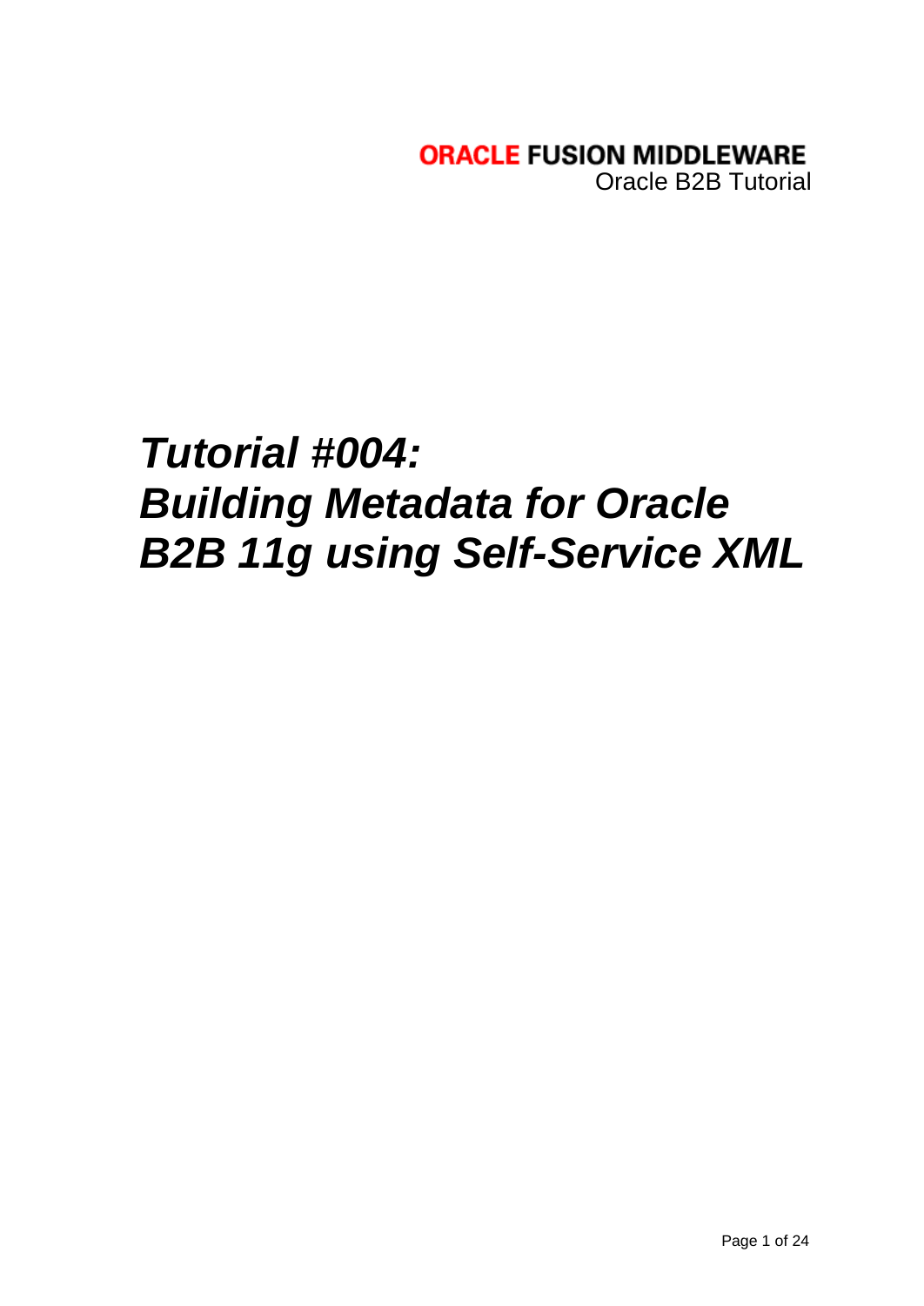**ORACLE FUSION MIDDLEWARE**
Oracle B2B Tutorial

# *Tutorial #004: Building Metadata for Oracle B2B 11g using Self-Service XML*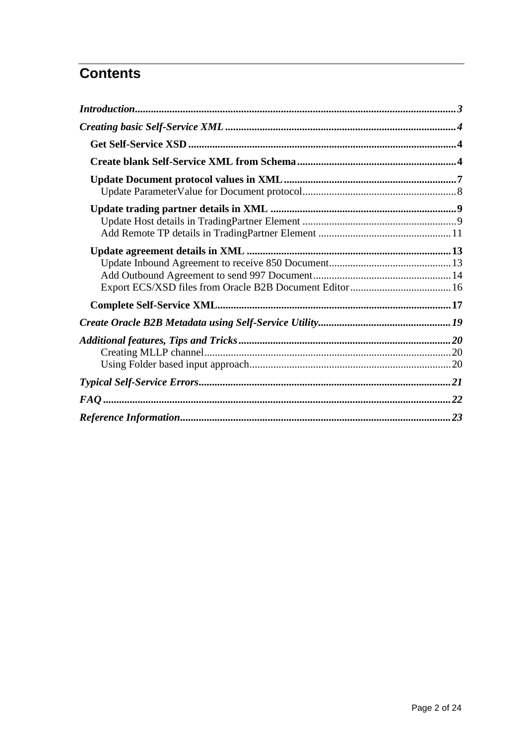# Contents

- *Introduction* ... 3
- *Creating basic Self-Service XML* ... 4
  - **Get Self-Service XSD** ... 4
  - **Create blank Self-Service XML from Schema** ... 4
  - **Update Document protocol values in XML** ... 7
    - Update ParameterValue for Document protocol ... 8
  - **Update trading partner details in XML** ... 9
    - Update Host details in TradingPartner Element ... 9
    - Add Remote TP details in TradingPartner Element ... 11
  - **Update agreement details in XML** ... 13
    - Update Inbound Agreement to receive 850 Document ... 13
    - Add Outbound Agreement to send 997 Document ... 14
    - Export ECS/XSD files from Oracle B2B Document Editor ... 16
  - **Complete Self-Service XML** ... 17
- *Create Oracle B2B Metadata using Self-Service Utility* ... 19
- *Additional features, Tips and Tricks* ... 20
  - Creating MLLP channel ... 20
  - Using Folder based input approach ... 20
- *Typical Self-Service Errors* ... 21
- *FAQ* ... 22
- *Reference Information* ... 23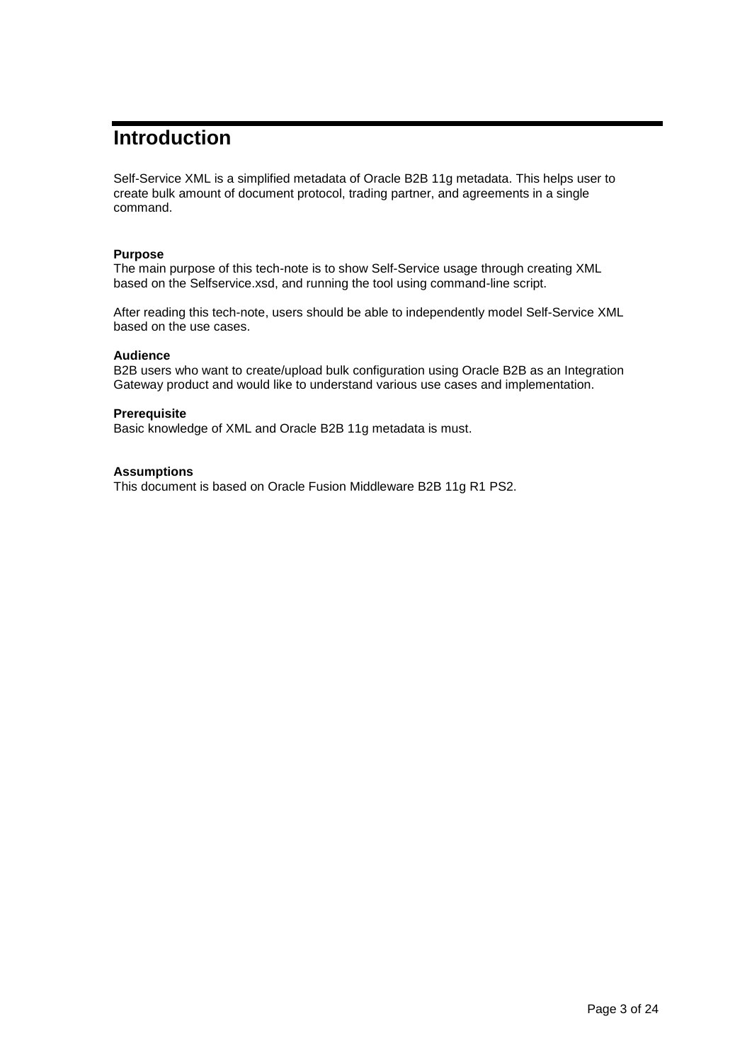# Introduction

Self-Service XML is a simplified metadata of Oracle B2B 11g metadata. This helps user to create bulk amount of document protocol, trading partner, and agreements in a single command.

**Purpose**
The main purpose of this tech-note is to show Self-Service usage through creating XML based on the Selfservice.xsd, and running the tool using command-line script.

After reading this tech-note, users should be able to independently model Self-Service XML based on the use cases.

**Audience**
B2B users who want to create/upload bulk configuration using Oracle B2B as an Integration Gateway product and would like to understand various use cases and implementation.

**Prerequisite**
Basic knowledge of XML and Oracle B2B 11g metadata is must.

**Assumptions**
This document is based on Oracle Fusion Middleware B2B 11g R1 PS2.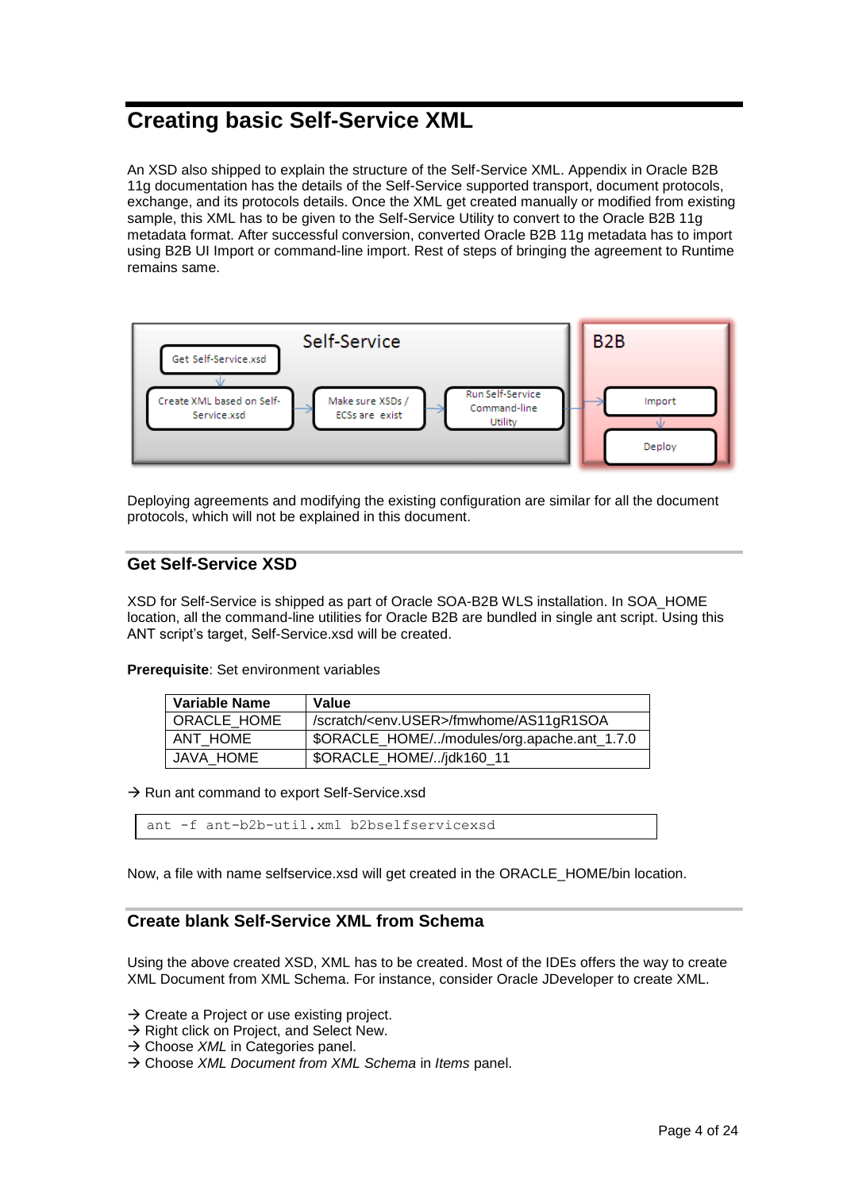# Creating basic Self-Service XML

An XSD also shipped to explain the structure of the Self-Service XML. Appendix in Oracle B2B 11g documentation has the details of the Self-Service supported transport, document protocols, exchange, and its protocols details. Once the XML get created manually or modified from existing sample, this XML has to be given to the Self-Service Utility to convert to the Oracle B2B 11g metadata format. After successful conversion, converted Oracle B2B 11g metadata has to import using B2B UI Import or command-line import. Rest of steps of bringing the agreement to Runtime remains same.

Deploying agreements and modifying the existing configuration are similar for all the document protocols, which will not be explained in this document.

## Get Self-Service XSD

XSD for Self-Service is shipped as part of Oracle SOA-B2B WLS installation. In SOA_HOME location, all the command-line utilities for Oracle B2B are bundled in single ant script. Using this ANT script's target, Self-Service.xsd will be created.

**Prerequisite**: Set environment variables

| Variable Name | Value |
|---|---|
| ORACLE_HOME | /scratch/<env.USER>/fmwhome/AS11gR1SOA |
| ANT_HOME | $ORACLE_HOME/../modules/org.apache.ant_1.7.0 |
| JAVA_HOME | $ORACLE_HOME/../jdk160_11 |

→ Run ant command to export Self-Service.xsd

```
ant -f ant-b2b-util.xml b2bselfservicexsd
```

Now, a file with name selfservice.xsd will get created in the ORACLE_HOME/bin location.

## Create blank Self-Service XML from Schema

Using the above created XSD, XML has to be created. Most of the IDEs offers the way to create XML Document from XML Schema. For instance, consider Oracle JDeveloper to create XML.

→ Create a Project or use existing project.
→ Right click on Project, and Select New.
→ Choose *XML* in Categories panel.
→ Choose *XML Document from XML Schema* in *Items* panel.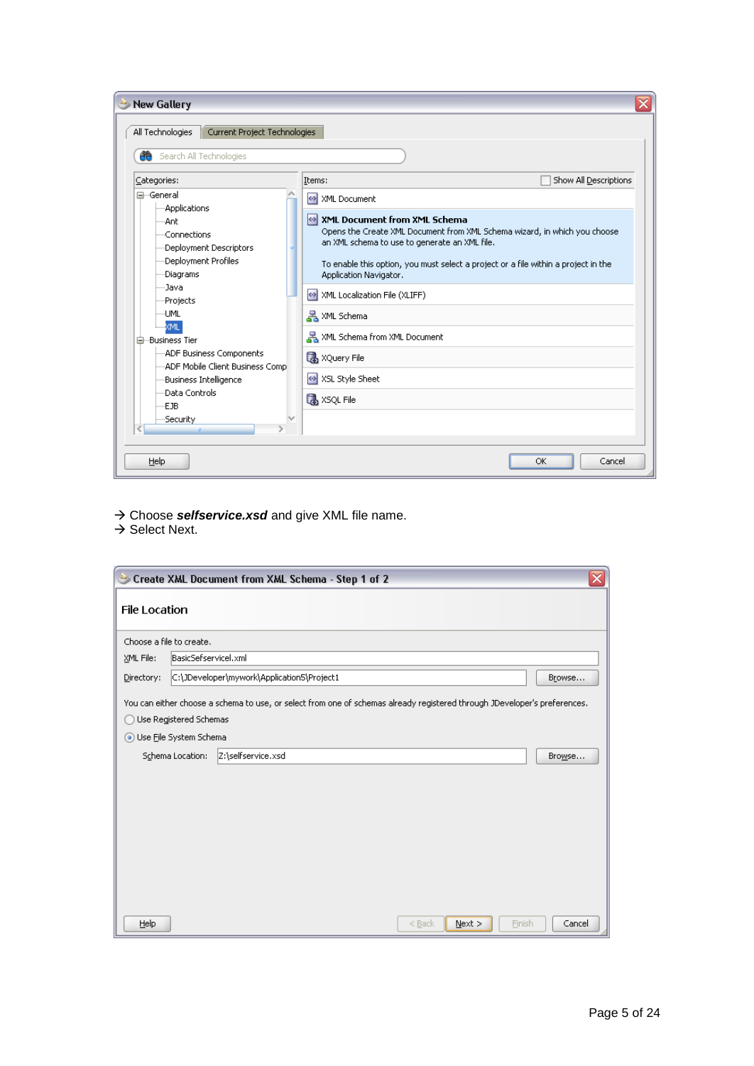→ Choose ***selfservice.xsd*** and give XML file name.
→ Select Next.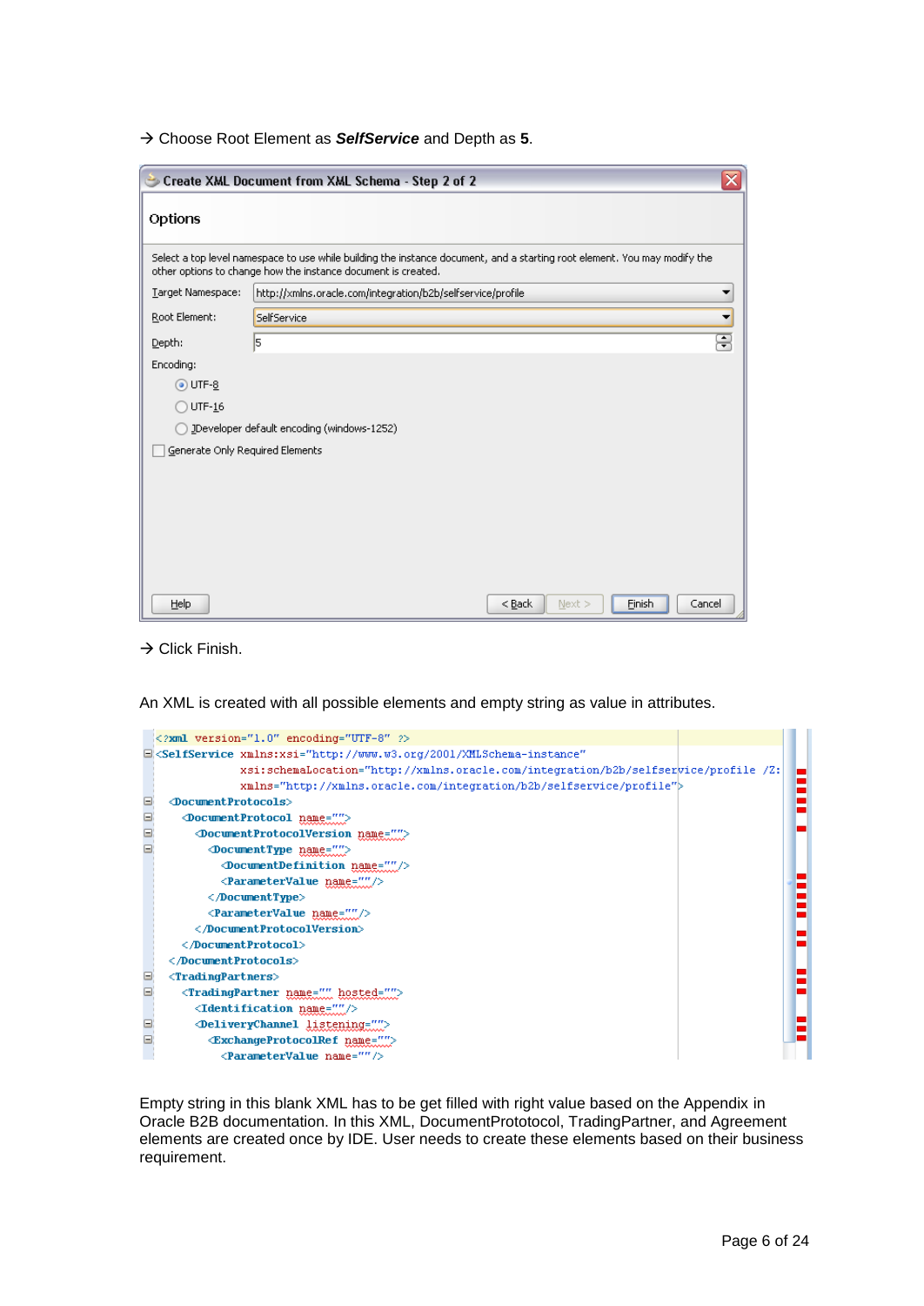→ Choose Root Element as ***SelfService*** and Depth as **5**.

Create XML Document from XML Schema - Step 2 of 2

Options

Select a top level namespace to use while building the instance document, and a starting root element. You may modify the other options to change how the instance document is created.

Target Namespace: http://xmlns.oracle.com/integration/b2b/selfservice/profile

Root Element: SelfService

Depth: 5

Encoding:

- UTF-8
- UTF-16
- JDeveloper default encoding (windows-1252)

Generate Only Required Elements

Help | < Back | Next > | Finish | Cancel

→ Click Finish.

An XML is created with all possible elements and empty string as value in attributes.

```
<?xml version="1.0" encoding="UTF-8" ?>
<SelfService xmlns:xsi="http://www.w3.org/2001/XMLSchema-instance"
             xsi:schemaLocation="http://xmlns.oracle.com/integration/b2b/selfservice/profile /Z:
             xmlns="http://xmlns.oracle.com/integration/b2b/selfservice/profile">
  <DocumentProtocols>
    <DocumentProtocol name="">
      <DocumentProtocolVersion name="">
        <DocumentType name="">
          <DocumentDefinition name=""/>
          <ParameterValue name=""/>
        </DocumentType>
        <ParameterValue name=""/>
      </DocumentProtocolVersion>
    </DocumentProtocol>
  </DocumentProtocols>
  <TradingPartners>
    <TradingPartner name="" hosted="">
      <Identification name=""/>
      <DeliveryChannel listening="">
        <ExchangeProtocolRef name="">
          <ParameterValue name=""/>
```

Empty string in this blank XML has to be get filled with right value based on the Appendix in Oracle B2B documentation. In this XML, DocumentPrototocol, TradingPartner, and Agreement elements are created once by IDE. User needs to create these elements based on their business requirement.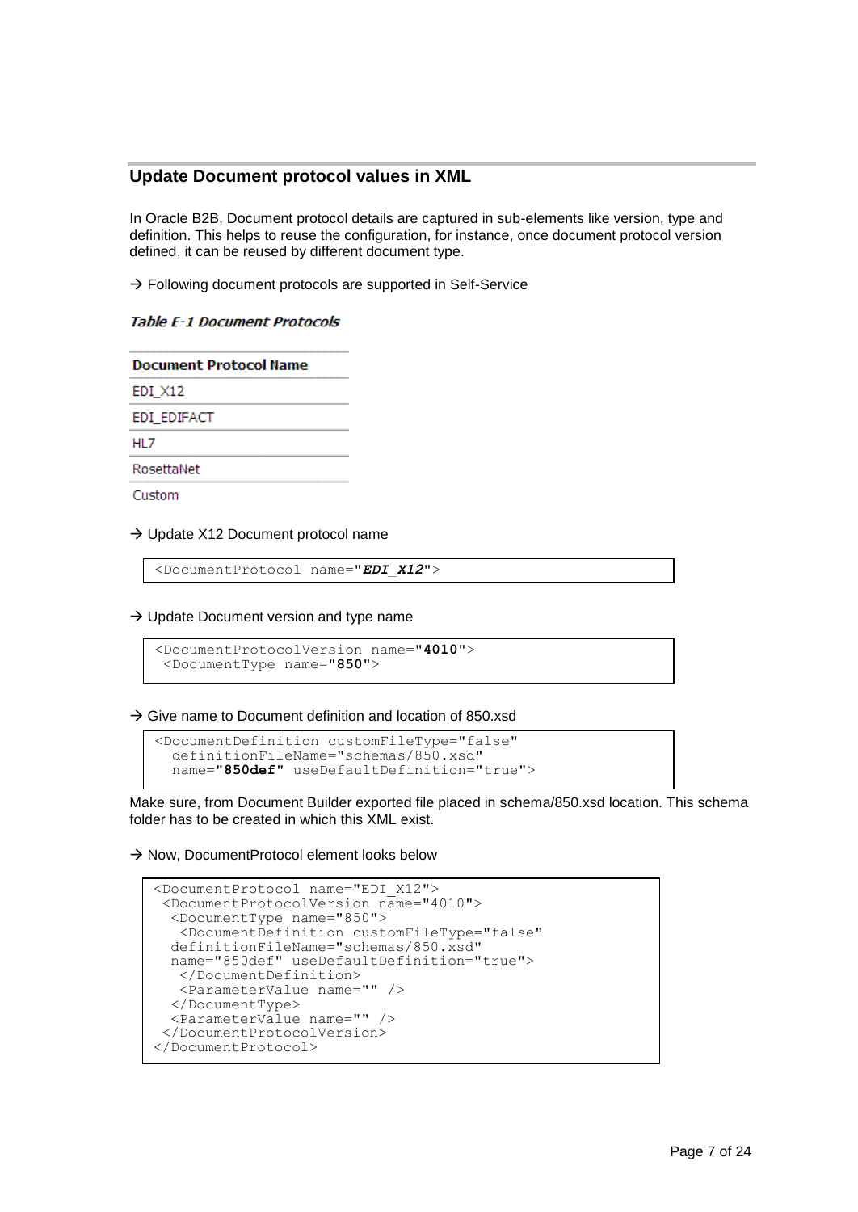## Update Document protocol values in XML

In Oracle B2B, Document protocol details are captured in sub-elements like version, type and definition. This helps to reuse the configuration, for instance, once document protocol version defined, it can be reused by different document type.

→ Following document protocols are supported in Self-Service

***Table E-1 Document Protocols***

| Document Protocol Name |
|---|
| EDI_X12 |
| EDI_EDIFACT |
| HL7 |
| RosettaNet |
| Custom |

→ Update X12 Document protocol name

```
<DocumentProtocol name="EDI_X12">
```

→ Update Document version and type name

```
<DocumentProtocolVersion name="4010">
 <DocumentType name="850">
```

→ Give name to Document definition and location of 850.xsd

```
<DocumentDefinition customFileType="false"
  definitionFileName="schemas/850.xsd"
  name="850def" useDefaultDefinition="true">
```

Make sure, from Document Builder exported file placed in schema/850.xsd location. This schema folder has to be created in which this XML exist.

→ Now, DocumentProtocol element looks below

```
<DocumentProtocol name="EDI_X12">
 <DocumentProtocolVersion name="4010">
  <DocumentType name="850">
   <DocumentDefinition customFileType="false"
  definitionFileName="schemas/850.xsd"
  name="850def" useDefaultDefinition="true">
   </DocumentDefinition>
   <ParameterValue name="" />
  </DocumentType>
  <ParameterValue name="" />
 </DocumentProtocolVersion>
</DocumentProtocol>
```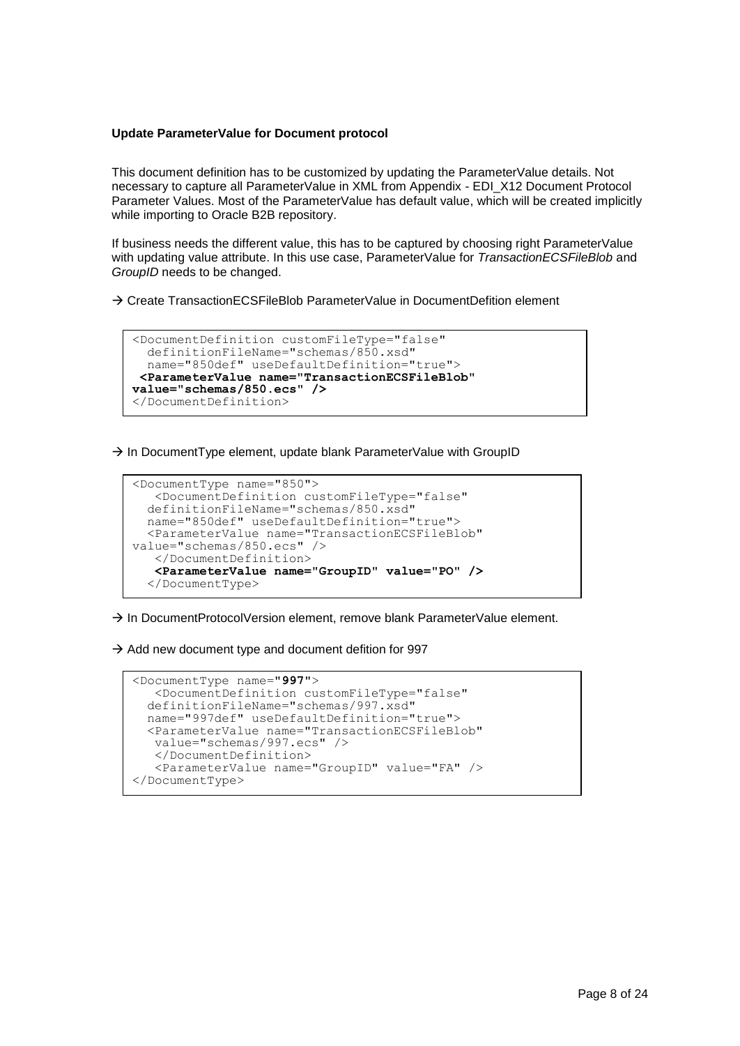**Update ParameterValue for Document protocol**

This document definition has to be customized by updating the ParameterValue details. Not necessary to capture all ParameterValue in XML from Appendix - EDI_X12 Document Protocol Parameter Values. Most of the ParameterValue has default value, which will be created implicitly while importing to Oracle B2B repository.

If business needs the different value, this has to be captured by choosing right ParameterValue with updating value attribute. In this use case, ParameterValue for *TransactionECSFileBlob* and *GroupID* needs to be changed.

→ Create TransactionECSFileBlob ParameterValue in DocumentDefition element

```
<DocumentDefinition customFileType="false"
  definitionFileName="schemas/850.xsd"
  name="850def" useDefaultDefinition="true">
 <ParameterValue name="TransactionECSFileBlob"
value="schemas/850.ecs" />
</DocumentDefinition>
```

→ In DocumentType element, update blank ParameterValue with GroupID

```
<DocumentType name="850">
   <DocumentDefinition customFileType="false"
  definitionFileName="schemas/850.xsd"
  name="850def" useDefaultDefinition="true">
  <ParameterValue name="TransactionECSFileBlob"
value="schemas/850.ecs" />
   </DocumentDefinition>
   <ParameterValue name="GroupID" value="PO" />
  </DocumentType>
```

→ In DocumentProtocolVersion element, remove blank ParameterValue element.

→ Add new document type and document defition for 997

```
<DocumentType name="997">
   <DocumentDefinition customFileType="false"
  definitionFileName="schemas/997.xsd"
  name="997def" useDefaultDefinition="true">
  <ParameterValue name="TransactionECSFileBlob"
   value="schemas/997.ecs" />
   </DocumentDefinition>
   <ParameterValue name="GroupID" value="FA" />
</DocumentType>
```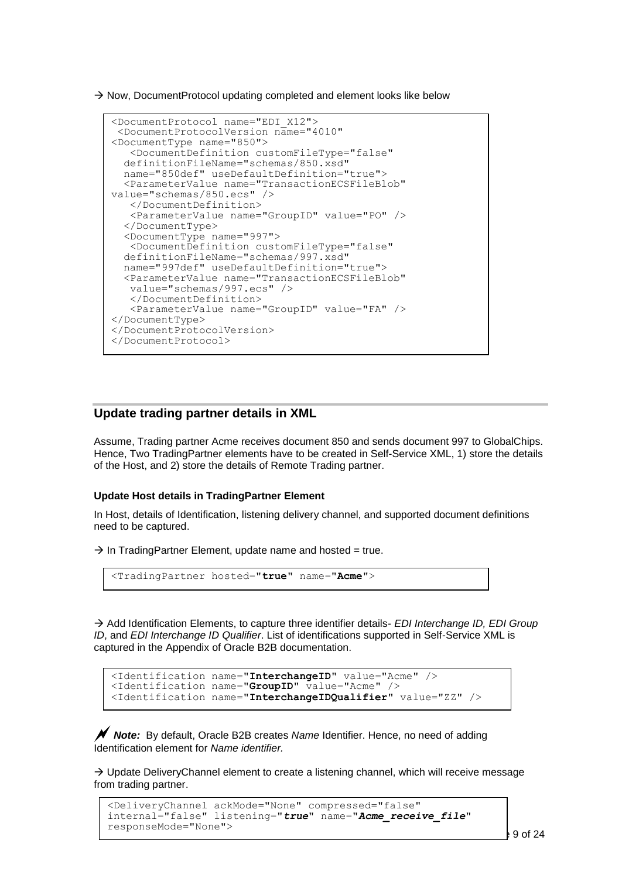→ Now, DocumentProtocol updating completed and element looks like below

```
<DocumentProtocol name="EDI_X12">
 <DocumentProtocolVersion name="4010"
<DocumentType name="850">
   <DocumentDefinition customFileType="false"
  definitionFileName="schemas/850.xsd"
  name="850def" useDefaultDefinition="true">
  <ParameterValue name="TransactionECSFileBlob"
value="schemas/850.ecs" />
   </DocumentDefinition>
   <ParameterValue name="GroupID" value="PO" />
  </DocumentType>
  <DocumentType name="997">
   <DocumentDefinition customFileType="false"
  definitionFileName="schemas/997.xsd"
  name="997def" useDefaultDefinition="true">
  <ParameterValue name="TransactionECSFileBlob"
   value="schemas/997.ecs" />
   </DocumentDefinition>
   <ParameterValue name="GroupID" value="FA" />
</DocumentType>
</DocumentProtocolVersion>
</DocumentProtocol>
```

## Update trading partner details in XML

Assume, Trading partner Acme receives document 850 and sends document 997 to GlobalChips. Hence, Two TradingPartner elements have to be created in Self-Service XML, 1) store the details of the Host, and 2) store the details of Remote Trading partner.

#### Update Host details in TradingPartner Element

In Host, details of Identification, listening delivery channel, and supported document definitions need to be captured.

→ In TradingPartner Element, update name and hosted = true.

```
<TradingPartner hosted="true" name="Acme">
```

→ Add Identification Elements, to capture three identifier details- *EDI Interchange ID, EDI Group ID*, and *EDI Interchange ID Qualifier*. List of identifications supported in Self-Service XML is captured in the Appendix of Oracle B2B documentation.

```
<Identification name="InterchangeID" value="Acme" />
<Identification name="GroupID" value="Acme" />
<Identification name="InterchangeIDQualifier" value="ZZ" />
```

***Note:*** By default, Oracle B2B creates *Name* Identifier. Hence, no need of adding Identification element for *Name identifier.*

→ Update DeliveryChannel element to create a listening channel, which will receive message from trading partner.

```
<DeliveryChannel ackMode="None" compressed="false"
internal="false" listening="true" name="Acme_receive_file"
responseMode="None">
```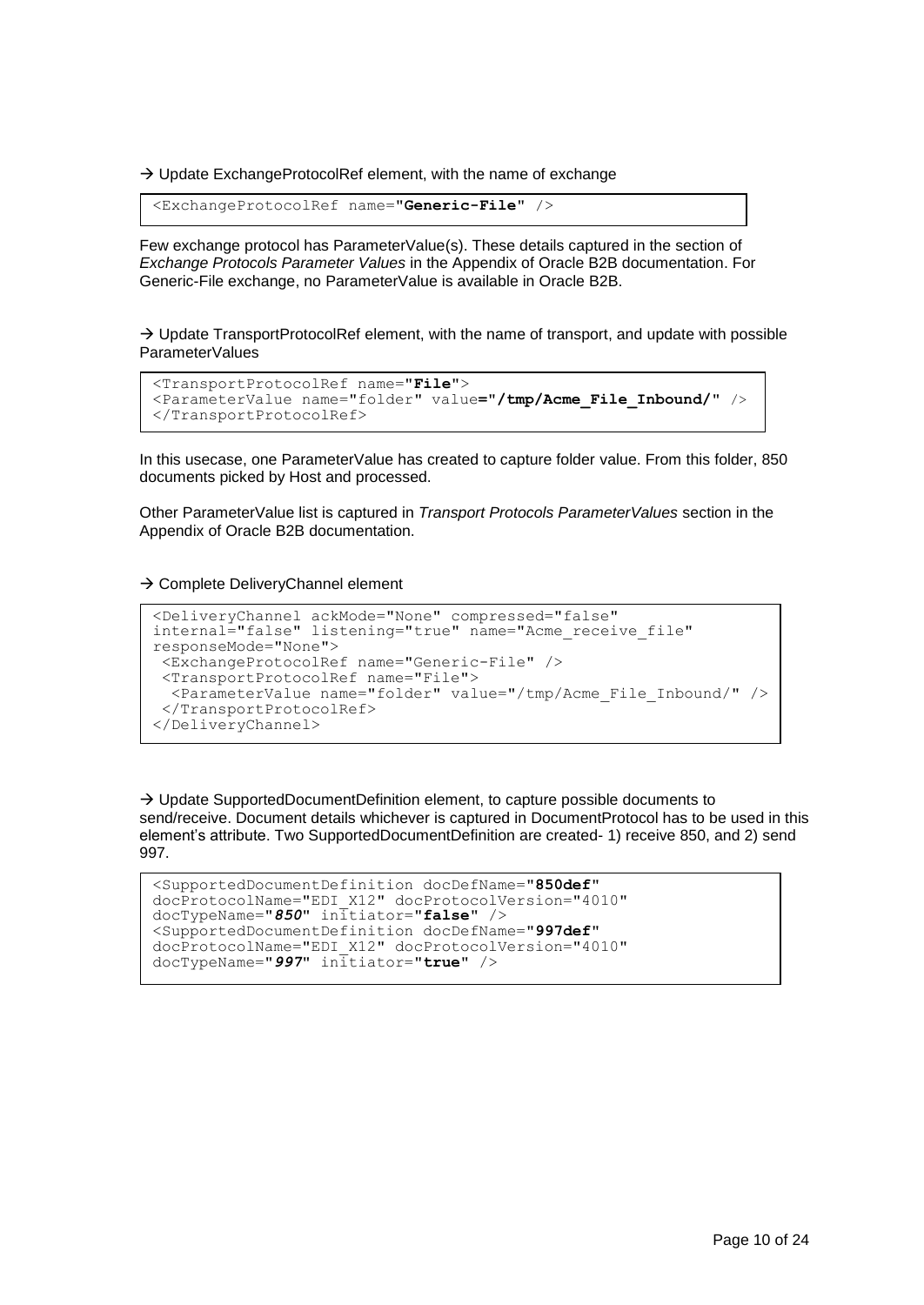→ Update ExchangeProtocolRef element, with the name of exchange

```
<ExchangeProtocolRef name="Generic-File" />
```

Few exchange protocol has ParameterValue(s). These details captured in the section of *Exchange Protocols Parameter Values* in the Appendix of Oracle B2B documentation. For Generic-File exchange, no ParameterValue is available in Oracle B2B.

→ Update TransportProtocolRef element, with the name of transport, and update with possible ParameterValues

```
<TransportProtocolRef name="File">
<ParameterValue name="folder" value="/tmp/Acme_File_Inbound/" />
</TransportProtocolRef>
```

In this usecase, one ParameterValue has created to capture folder value. From this folder, 850 documents picked by Host and processed.

Other ParameterValue list is captured in *Transport Protocols ParameterValues* section in the Appendix of Oracle B2B documentation.

→ Complete DeliveryChannel element

```
<DeliveryChannel ackMode="None" compressed="false"
internal="false" listening="true" name="Acme_receive_file"
responseMode="None">
 <ExchangeProtocolRef name="Generic-File" />
 <TransportProtocolRef name="File">
  <ParameterValue name="folder" value="/tmp/Acme_File_Inbound/" />
 </TransportProtocolRef>
</DeliveryChannel>
```

→ Update SupportedDocumentDefinition element, to capture possible documents to send/receive. Document details whichever is captured in DocumentProtocol has to be used in this element's attribute. Two SupportedDocumentDefinition are created- 1) receive 850, and 2) send 997.

```
<SupportedDocumentDefinition docDefName="850def"
docProtocolName="EDI_X12" docProtocolVersion="4010"
docTypeName="850" initiator="false" />
<SupportedDocumentDefinition docDefName="997def"
docProtocolName="EDI_X12" docProtocolVersion="4010"
docTypeName="997" initiator="true" />
```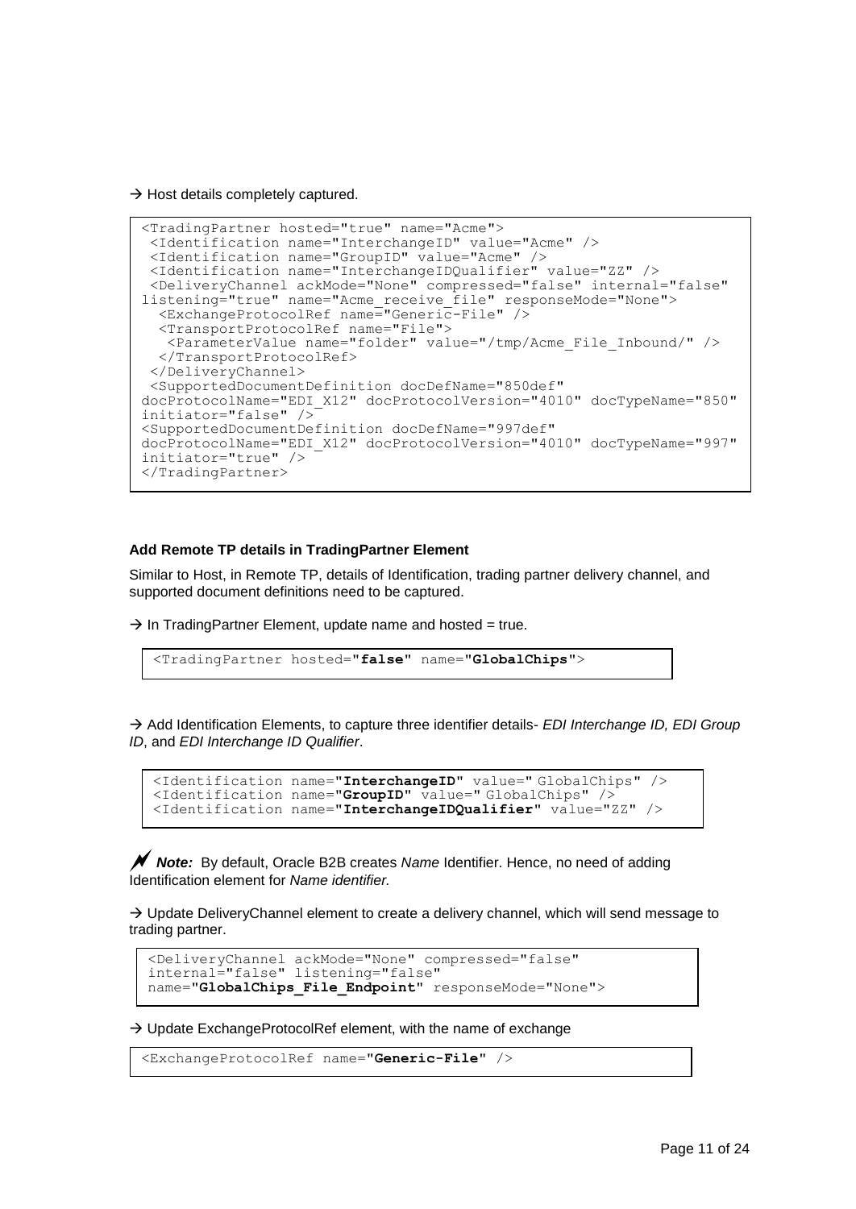→ Host details completely captured.

```
<TradingPartner hosted="true" name="Acme">
 <Identification name="InterchangeID" value="Acme" />
 <Identification name="GroupID" value="Acme" />
 <Identification name="InterchangeIDQualifier" value="ZZ" />
 <DeliveryChannel ackMode="None" compressed="false" internal="false"
listening="true" name="Acme_receive_file" responseMode="None">
  <ExchangeProtocolRef name="Generic-File" />
  <TransportProtocolRef name="File">
   <ParameterValue name="folder" value="/tmp/Acme_File_Inbound/" />
  </TransportProtocolRef>
 </DeliveryChannel>
 <SupportedDocumentDefinition docDefName="850def"
docProtocolName="EDI_X12" docProtocolVersion="4010" docTypeName="850"
initiator="false" />
<SupportedDocumentDefinition docDefName="997def"
docProtocolName="EDI_X12" docProtocolVersion="4010" docTypeName="997"
initiator="true" />
</TradingPartner>
```

**Add Remote TP details in TradingPartner Element**

Similar to Host, in Remote TP, details of Identification, trading partner delivery channel, and supported document definitions need to be captured.

→ In TradingPartner Element, update name and hosted = true.

```
<TradingPartner hosted="false" name="GlobalChips">
```

→ Add Identification Elements, to capture three identifier details- *EDI Interchange ID, EDI Group ID*, and *EDI Interchange ID Qualifier*.

```
<Identification name="InterchangeID" value=" GlobalChips" />
<Identification name="GroupID" value=" GlobalChips" />
<Identification name="InterchangeIDQualifier" value="ZZ" />
```

***Note:*** By default, Oracle B2B creates *Name* Identifier. Hence, no need of adding Identification element for *Name identifier.*

→ Update DeliveryChannel element to create a delivery channel, which will send message to trading partner.

```
<DeliveryChannel ackMode="None" compressed="false"
internal="false" listening="false"
name="GlobalChips_File_Endpoint" responseMode="None">
```

→ Update ExchangeProtocolRef element, with the name of exchange

```
<ExchangeProtocolRef name="Generic-File" />
```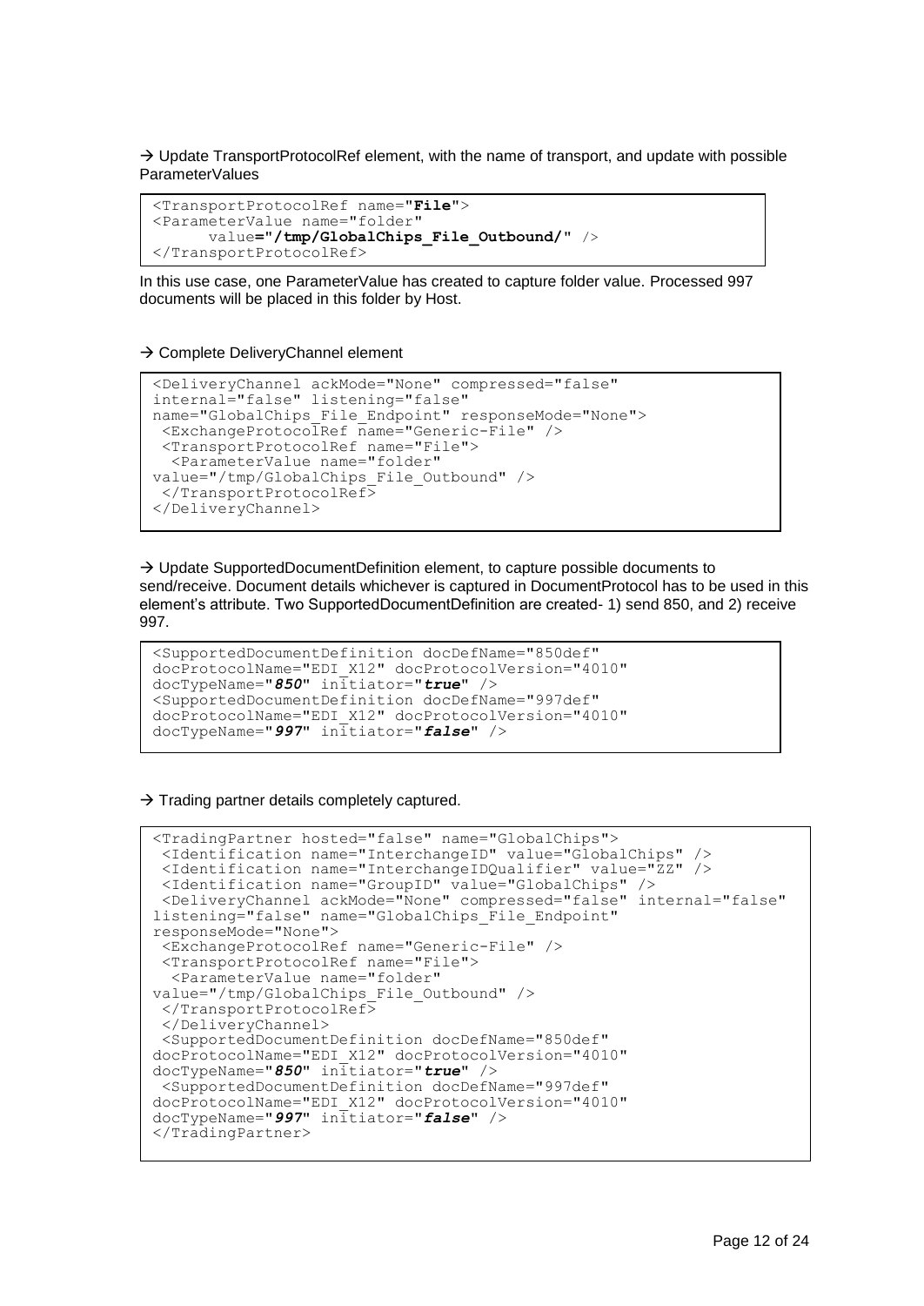→ Update TransportProtocolRef element, with the name of transport, and update with possible ParameterValues

```
<TransportProtocolRef name="File">
<ParameterValue name="folder"
      value="/tmp/GlobalChips_File_Outbound/" />
</TransportProtocolRef>
```

In this use case, one ParameterValue has created to capture folder value. Processed 997 documents will be placed in this folder by Host.

→ Complete DeliveryChannel element

```
<DeliveryChannel ackMode="None" compressed="false"
internal="false" listening="false"
name="GlobalChips_File_Endpoint" responseMode="None">
 <ExchangeProtocolRef name="Generic-File" />
 <TransportProtocolRef name="File">
  <ParameterValue name="folder"
value="/tmp/GlobalChips_File_Outbound" />
 </TransportProtocolRef>
</DeliveryChannel>
```

→ Update SupportedDocumentDefinition element, to capture possible documents to send/receive. Document details whichever is captured in DocumentProtocol has to be used in this element's attribute. Two SupportedDocumentDefinition are created- 1) send 850, and 2) receive 997.

```
<SupportedDocumentDefinition docDefName="850def"
docProtocolName="EDI_X12" docProtocolVersion="4010"
docTypeName="850" initiator="true" />
<SupportedDocumentDefinition docDefName="997def"
docProtocolName="EDI_X12" docProtocolVersion="4010"
docTypeName="997" initiator="false" />
```

→ Trading partner details completely captured.

```
<TradingPartner hosted="false" name="GlobalChips">
 <Identification name="InterchangeID" value="GlobalChips" />
 <Identification name="InterchangeIDQualifier" value="ZZ" />
 <Identification name="GroupID" value="GlobalChips" />
 <DeliveryChannel ackMode="None" compressed="false" internal="false"
listening="false" name="GlobalChips_File_Endpoint"
responseMode="None">
 <ExchangeProtocolRef name="Generic-File" />
 <TransportProtocolRef name="File">
  <ParameterValue name="folder"
value="/tmp/GlobalChips_File_Outbound" />
 </TransportProtocolRef>
 </DeliveryChannel>
 <SupportedDocumentDefinition docDefName="850def"
docProtocolName="EDI_X12" docProtocolVersion="4010"
docTypeName="850" initiator="true" />
 <SupportedDocumentDefinition docDefName="997def"
docProtocolName="EDI_X12" docProtocolVersion="4010"
docTypeName="997" initiator="false" />
</TradingPartner>
```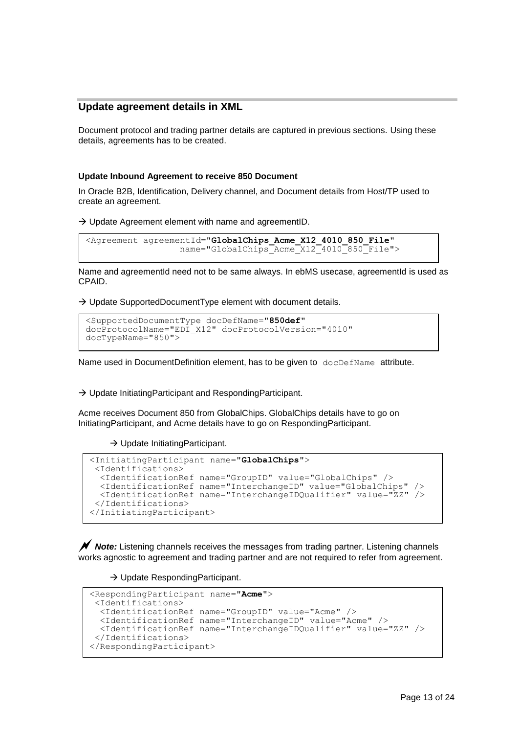## Update agreement details in XML

Document protocol and trading partner details are captured in previous sections. Using these details, agreements has to be created.

#### Update Inbound Agreement to receive 850 Document

In Oracle B2B, Identification, Delivery channel, and Document details from Host/TP used to create an agreement.

→ Update Agreement element with name and agreementID.

```
<Agreement agreementId="GlobalChips_Acme_X12_4010_850_File"
                 name="GlobalChips_Acme_X12_4010_850_File">
```

Name and agreementId need not to be same always. In ebMS usecase, agreementId is used as CPAID.

→ Update SupportedDocumentType element with document details.

```
<SupportedDocumentType docDefName="850def"
docProtocolName="EDI_X12" docProtocolVersion="4010"
docTypeName="850">
```

Name used in DocumentDefinition element, has to be given to `docDefName` attribute.

→ Update InitiatingParticipant and RespondingParticipant.

Acme receives Document 850 from GlobalChips. GlobalChips details have to go on InitiatingParticipant, and Acme details have to go on RespondingParticipant.

→ Update InitiatingParticipant.

```
<InitiatingParticipant name="GlobalChips">
 <Identifications>
  <IdentificationRef name="GroupID" value="GlobalChips" />
  <IdentificationRef name="InterchangeID" value="GlobalChips" />
  <IdentificationRef name="InterchangeIDQualifier" value="ZZ" />
 </Identifications>
</InitiatingParticipant>
```

***Note:*** Listening channels receives the messages from trading partner. Listening channels works agnostic to agreement and trading partner and are not required to refer from agreement.

→ Update RespondingParticipant.

```
<RespondingParticipant name="Acme">
 <Identifications>
  <IdentificationRef name="GroupID" value="Acme" />
  <IdentificationRef name="InterchangeID" value="Acme" />
  <IdentificationRef name="InterchangeIDQualifier" value="ZZ" />
 </Identifications>
</RespondingParticipant>
```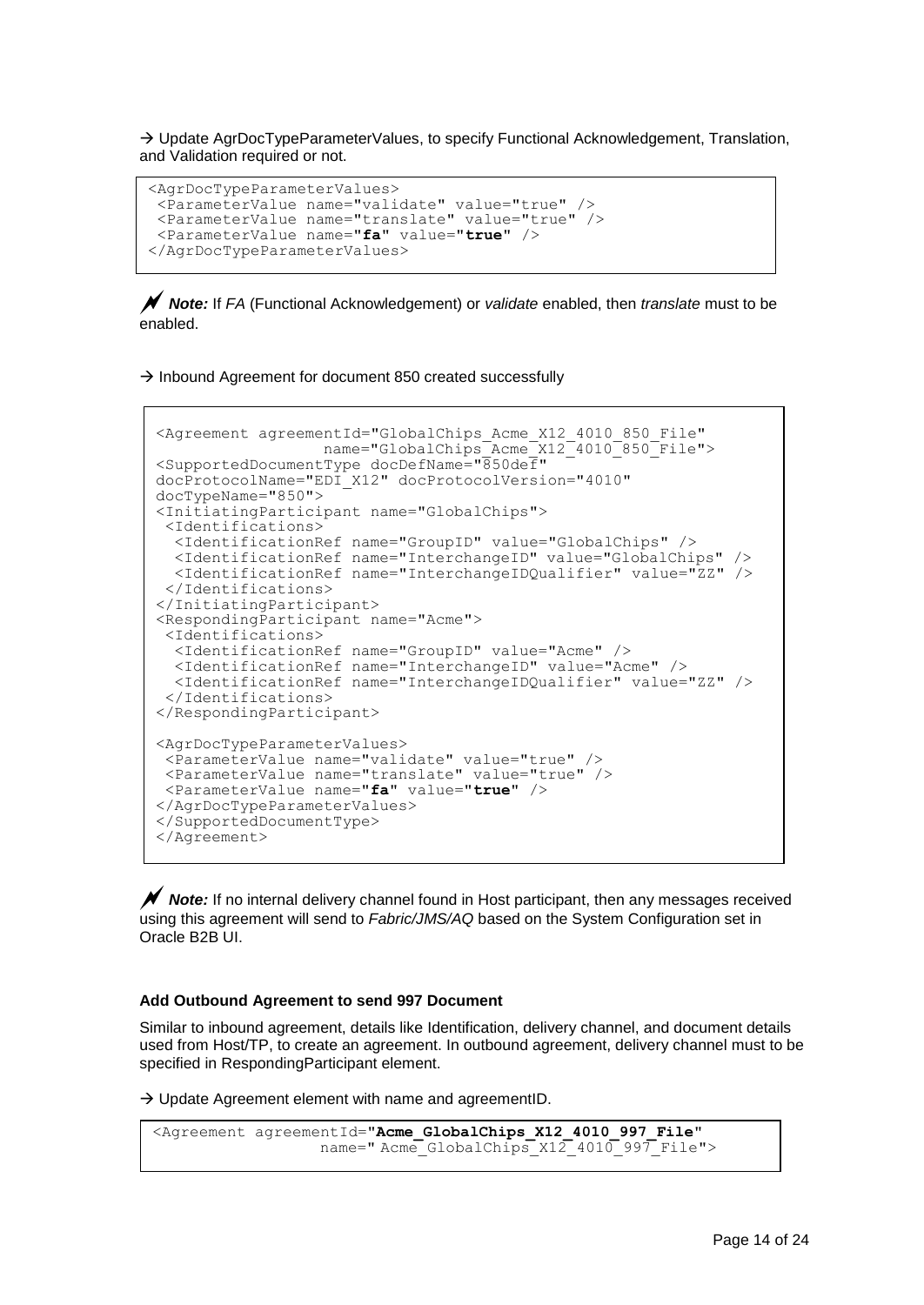→ Update AgrDocTypeParameterValues, to specify Functional Acknowledgement, Translation, and Validation required or not.

```
<AgrDocTypeParameterValues>
 <ParameterValue name="validate" value="true" />
 <ParameterValue name="translate" value="true" />
 <ParameterValue name="fa" value="true" />
</AgrDocTypeParameterValues>
```

***Note:*** If *FA* (Functional Acknowledgement) or *validate* enabled, then *translate* must to be enabled.

→ Inbound Agreement for document 850 created successfully

```
<Agreement agreementId="GlobalChips_Acme_X12_4010_850_File"
                 name="GlobalChips_Acme_X12_4010_850_File">
<SupportedDocumentType docDefName="850def"
docProtocolName="EDI_X12" docProtocolVersion="4010"
docTypeName="850">
<InitiatingParticipant name="GlobalChips">
 <Identifications>
  <IdentificationRef name="GroupID" value="GlobalChips" />
  <IdentificationRef name="InterchangeID" value="GlobalChips" />
  <IdentificationRef name="InterchangeIDQualifier" value="ZZ" />
 </Identifications>
</InitiatingParticipant>
<RespondingParticipant name="Acme">
 <Identifications>
  <IdentificationRef name="GroupID" value="Acme" />
  <IdentificationRef name="InterchangeID" value="Acme" />
  <IdentificationRef name="InterchangeIDQualifier" value="ZZ" />
 </Identifications>
</RespondingParticipant>

<AgrDocTypeParameterValues>
 <ParameterValue name="validate" value="true" />
 <ParameterValue name="translate" value="true" />
 <ParameterValue name="fa" value="true" />
</AgrDocTypeParameterValues>
</SupportedDocumentType>
</Agreement>
```

***Note:*** If no internal delivery channel found in Host participant, then any messages received using this agreement will send to *Fabric/JMS/AQ* based on the System Configuration set in Oracle B2B UI.

**Add Outbound Agreement to send 997 Document**

Similar to inbound agreement, details like Identification, delivery channel, and document details used from Host/TP, to create an agreement. In outbound agreement, delivery channel must to be specified in RespondingParticipant element.

→ Update Agreement element with name and agreementID.

```
<Agreement agreementId="Acme_GlobalChips_X12_4010_997_File"
                 name=" Acme_GlobalChips_X12_4010_997_File">
```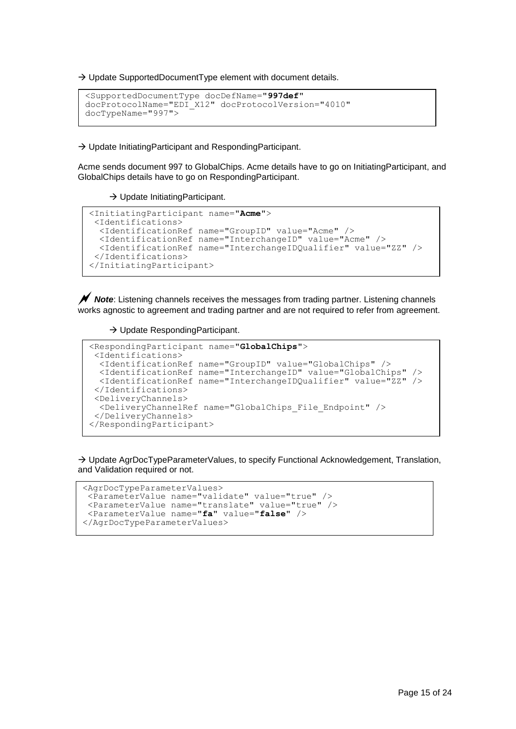→ Update SupportedDocumentType element with document details.

```
<SupportedDocumentType docDefName="997def"
docProtocolName="EDI_X12" docProtocolVersion="4010"
docTypeName="997">
```

→ Update InitiatingParticipant and RespondingParticipant.

Acme sends document 997 to GlobalChips. Acme details have to go on InitiatingParticipant, and GlobalChips details have to go on RespondingParticipant.

→ Update InitiatingParticipant.

```
<InitiatingParticipant name="Acme">
 <Identifications>
  <IdentificationRef name="GroupID" value="Acme" />
  <IdentificationRef name="InterchangeID" value="Acme" />
  <IdentificationRef name="InterchangeIDQualifier" value="ZZ" />
 </Identifications>
</InitiatingParticipant>
```

***Note***: Listening channels receives the messages from trading partner. Listening channels works agnostic to agreement and trading partner and are not required to refer from agreement.

→ Update RespondingParticipant.

```
<RespondingParticipant name="GlobalChips">
 <Identifications>
  <IdentificationRef name="GroupID" value="GlobalChips" />
  <IdentificationRef name="InterchangeID" value="GlobalChips" />
  <IdentificationRef name="InterchangeIDQualifier" value="ZZ" />
 </Identifications>
 <DeliveryChannels>
  <DeliveryChannelRef name="GlobalChips_File_Endpoint" />
 </DeliveryChannels>
</RespondingParticipant>
```

→ Update AgrDocTypeParameterValues, to specify Functional Acknowledgement, Translation, and Validation required or not.

```
<AgrDocTypeParameterValues>
 <ParameterValue name="validate" value="true" />
 <ParameterValue name="translate" value="true" />
 <ParameterValue name="fa" value="false" />
</AgrDocTypeParameterValues>
```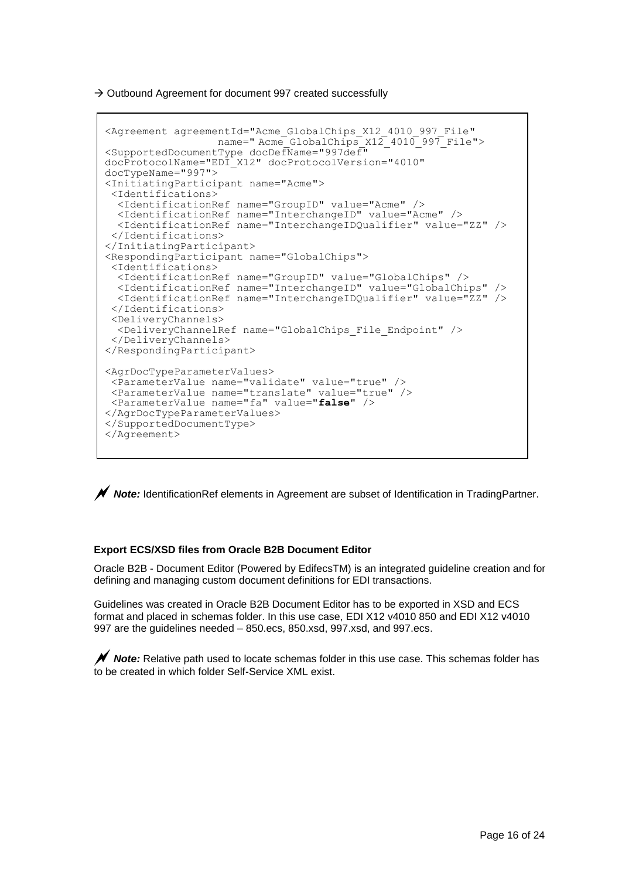→ Outbound Agreement for document 997 created successfully

```
<Agreement agreementId="Acme_GlobalChips_X12_4010_997_File"
                  name=" Acme_GlobalChips_X12_4010_997_File">
<SupportedDocumentType docDefName="997def"
docProtocolName="EDI_X12" docProtocolVersion="4010"
docTypeName="997">
<InitiatingParticipant name="Acme">
 <Identifications>
  <IdentificationRef name="GroupID" value="Acme" />
  <IdentificationRef name="InterchangeID" value="Acme" />
  <IdentificationRef name="InterchangeIDQualifier" value="ZZ" />
 </Identifications>
</InitiatingParticipant>
<RespondingParticipant name="GlobalChips">
 <Identifications>
  <IdentificationRef name="GroupID" value="GlobalChips" />
  <IdentificationRef name="InterchangeID" value="GlobalChips" />
  <IdentificationRef name="InterchangeIDQualifier" value="ZZ" />
 </Identifications>
 <DeliveryChannels>
  <DeliveryChannelRef name="GlobalChips_File_Endpoint" />
 </DeliveryChannels>
</RespondingParticipant>

<AgrDocTypeParameterValues>
 <ParameterValue name="validate" value="true" />
 <ParameterValue name="translate" value="true" />
 <ParameterValue name="fa" value="false" />
</AgrDocTypeParameterValues>
</SupportedDocumentType>
</Agreement>
```

***Note:*** IdentificationRef elements in Agreement are subset of Identification in TradingPartner.

**Export ECS/XSD files from Oracle B2B Document Editor**

Oracle B2B - Document Editor (Powered by EdifecsTM) is an integrated guideline creation and for defining and managing custom document definitions for EDI transactions.

Guidelines was created in Oracle B2B Document Editor has to be exported in XSD and ECS format and placed in schemas folder. In this use case, EDI X12 v4010 850 and EDI X12 v4010 997 are the guidelines needed – 850.ecs, 850.xsd, 997.xsd, and 997.ecs.

***Note:*** Relative path used to locate schemas folder in this use case. This schemas folder has to be created in which folder Self-Service XML exist.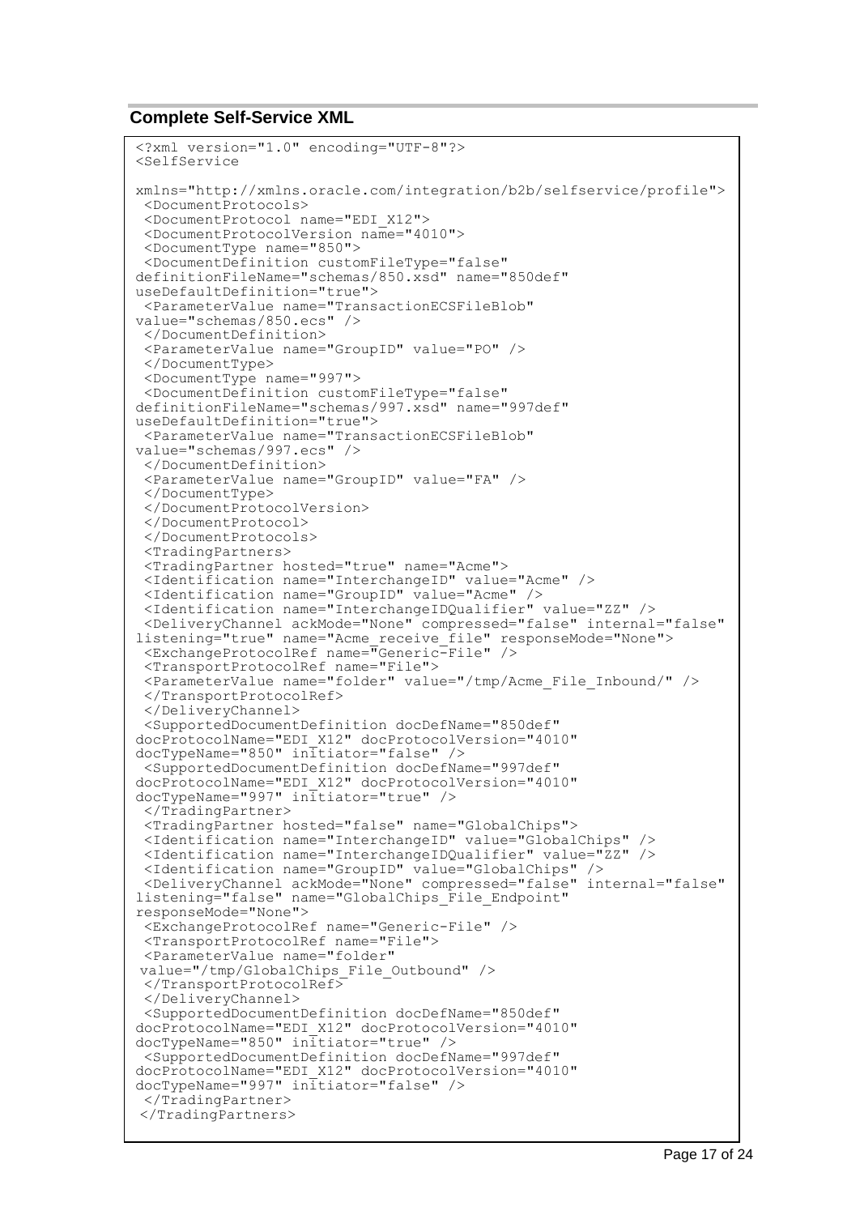## Complete Self-Service XML

```
<?xml version="1.0" encoding="UTF-8"?>
<SelfService

xmlns="http://xmlns.oracle.com/integration/b2b/selfservice/profile">
 <DocumentProtocols>
 <DocumentProtocol name="EDI_X12">
 <DocumentProtocolVersion name="4010">
 <DocumentType name="850">
 <DocumentDefinition customFileType="false"
definitionFileName="schemas/850.xsd" name="850def"
useDefaultDefinition="true">
 <ParameterValue name="TransactionECSFileBlob"
value="schemas/850.ecs" />
 </DocumentDefinition>
 <ParameterValue name="GroupID" value="PO" />
 </DocumentType>
 <DocumentType name="997">
 <DocumentDefinition customFileType="false"
definitionFileName="schemas/997.xsd" name="997def"
useDefaultDefinition="true">
 <ParameterValue name="TransactionECSFileBlob"
value="schemas/997.ecs" />
 </DocumentDefinition>
 <ParameterValue name="GroupID" value="FA" />
 </DocumentType>
 </DocumentProtocolVersion>
 </DocumentProtocol>
 </DocumentProtocols>
 <TradingPartners>
 <TradingPartner hosted="true" name="Acme">
 <Identification name="InterchangeID" value="Acme" />
 <Identification name="GroupID" value="Acme" />
 <Identification name="InterchangeIDQualifier" value="ZZ" />
 <DeliveryChannel ackMode="None" compressed="false" internal="false"
listening="true" name="Acme_receive_file" responseMode="None">
 <ExchangeProtocolRef name="Generic-File" />
 <TransportProtocolRef name="File">
 <ParameterValue name="folder" value="/tmp/Acme_File_Inbound/" />
 </TransportProtocolRef>
 </DeliveryChannel>
 <SupportedDocumentDefinition docDefName="850def"
docProtocolName="EDI_X12" docProtocolVersion="4010"
docTypeName="850" initiator="false" />
 <SupportedDocumentDefinition docDefName="997def"
docProtocolName="EDI_X12" docProtocolVersion="4010"
docTypeName="997" initiator="true" />
 </TradingPartner>
 <TradingPartner hosted="false" name="GlobalChips">
 <Identification name="InterchangeID" value="GlobalChips" />
 <Identification name="InterchangeIDQualifier" value="ZZ" />
 <Identification name="GroupID" value="GlobalChips" />
 <DeliveryChannel ackMode="None" compressed="false" internal="false"
listening="false" name="GlobalChips_File_Endpoint"
responseMode="None">
 <ExchangeProtocolRef name="Generic-File" />
 <TransportProtocolRef name="File">
 <ParameterValue name="folder"
 value="/tmp/GlobalChips_File_Outbound" />
 </TransportProtocolRef>
 </DeliveryChannel>
 <SupportedDocumentDefinition docDefName="850def"
docProtocolName="EDI_X12" docProtocolVersion="4010"
docTypeName="850" initiator="true" />
 <SupportedDocumentDefinition docDefName="997def"
docProtocolName="EDI_X12" docProtocolVersion="4010"
docTypeName="997" initiator="false" />
 </TradingPartner>
 </TradingPartners>
```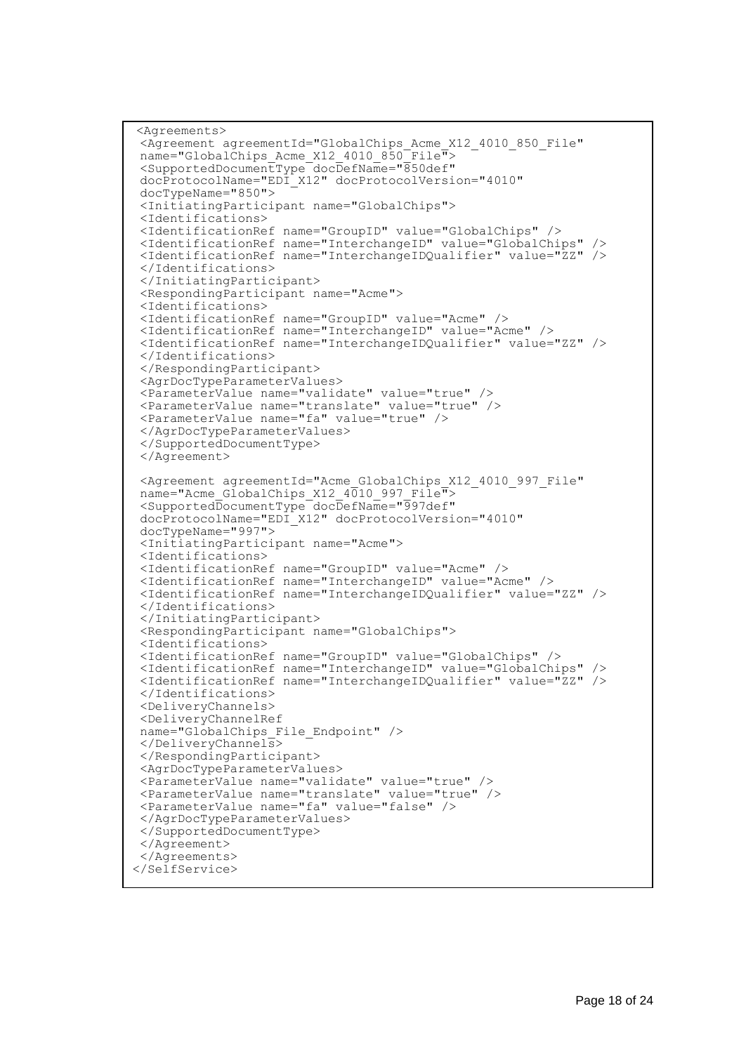```
<Agreements>
 <Agreement agreementId="GlobalChips_Acme_X12_4010_850_File"
 name="GlobalChips_Acme_X12_4010_850_File">
 <SupportedDocumentType docDefName="850def"
 docProtocolName="EDI_X12" docProtocolVersion="4010"
 docTypeName="850">
 <InitiatingParticipant name="GlobalChips">
 <Identifications>
 <IdentificationRef name="GroupID" value="GlobalChips" />
 <IdentificationRef name="InterchangeID" value="GlobalChips" />
 <IdentificationRef name="InterchangeIDQualifier" value="ZZ" />
 </Identifications>
 </InitiatingParticipant>
 <RespondingParticipant name="Acme">
 <Identifications>
 <IdentificationRef name="GroupID" value="Acme" />
 <IdentificationRef name="InterchangeID" value="Acme" />
 <IdentificationRef name="InterchangeIDQualifier" value="ZZ" />
 </Identifications>
 </RespondingParticipant>
 <AgrDocTypeParameterValues>
 <ParameterValue name="validate" value="true" />
 <ParameterValue name="translate" value="true" />
 <ParameterValue name="fa" value="true" />
 </AgrDocTypeParameterValues>
 </SupportedDocumentType>
 </Agreement>

 <Agreement agreementId="Acme_GlobalChips_X12_4010_997_File"
 name="Acme_GlobalChips_X12_4010_997_File">
 <SupportedDocumentType docDefName="997def"
 docProtocolName="EDI_X12" docProtocolVersion="4010"
 docTypeName="997">
 <InitiatingParticipant name="Acme">
 <Identifications>
 <IdentificationRef name="GroupID" value="Acme" />
 <IdentificationRef name="InterchangeID" value="Acme" />
 <IdentificationRef name="InterchangeIDQualifier" value="ZZ" />
 </Identifications>
 </InitiatingParticipant>
 <RespondingParticipant name="GlobalChips">
 <Identifications>
 <IdentificationRef name="GroupID" value="GlobalChips" />
 <IdentificationRef name="InterchangeID" value="GlobalChips" />
 <IdentificationRef name="InterchangeIDQualifier" value="ZZ" />
 </Identifications>
 <DeliveryChannels>
 <DeliveryChannelRef
 name="GlobalChips_File_Endpoint" />
 </DeliveryChannels>
 </RespondingParticipant>
 <AgrDocTypeParameterValues>
 <ParameterValue name="validate" value="true" />
 <ParameterValue name="translate" value="true" />
 <ParameterValue name="fa" value="false" />
 </AgrDocTypeParameterValues>
 </SupportedDocumentType>
 </Agreement>
 </Agreements>
</SelfService>
```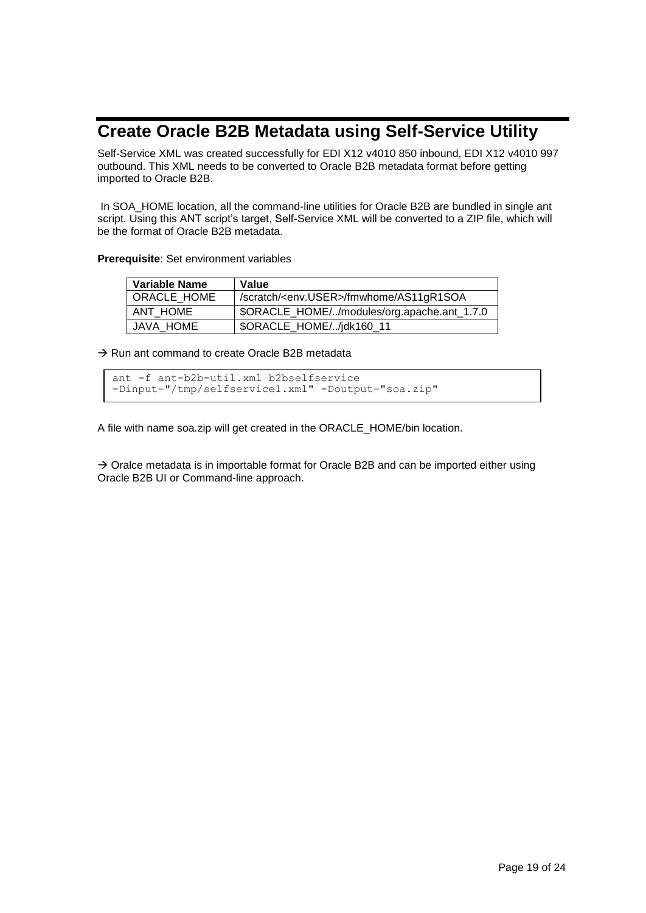# Create Oracle B2B Metadata using Self-Service Utility

Self-Service XML was created successfully for EDI X12 v4010 850 inbound, EDI X12 v4010 997 outbound. This XML needs to be converted to Oracle B2B metadata format before getting imported to Oracle B2B.

In SOA_HOME location, all the command-line utilities for Oracle B2B are bundled in single ant script. Using this ANT script's target, Self-Service XML will be converted to a ZIP file, which will be the format of Oracle B2B metadata.

**Prerequisite**: Set environment variables

| Variable Name | Value |
|---|---|
| ORACLE_HOME | /scratch/<env.USER>/fmwhome/AS11gR1SOA |
| ANT_HOME | $ORACLE_HOME/../modules/org.apache.ant_1.7.0 |
| JAVA_HOME | $ORACLE_HOME/../jdk160_11 |

→ Run ant command to create Oracle B2B metadata

```
ant -f ant-b2b-util.xml b2bselfservice
-Dinput="/tmp/selfservice1.xml" -Doutput="soa.zip"
```

A file with name soa.zip will get created in the ORACLE_HOME/bin location.

→ Oralce metadata is in importable format for Oracle B2B and can be imported either using Oracle B2B UI or Command-line approach.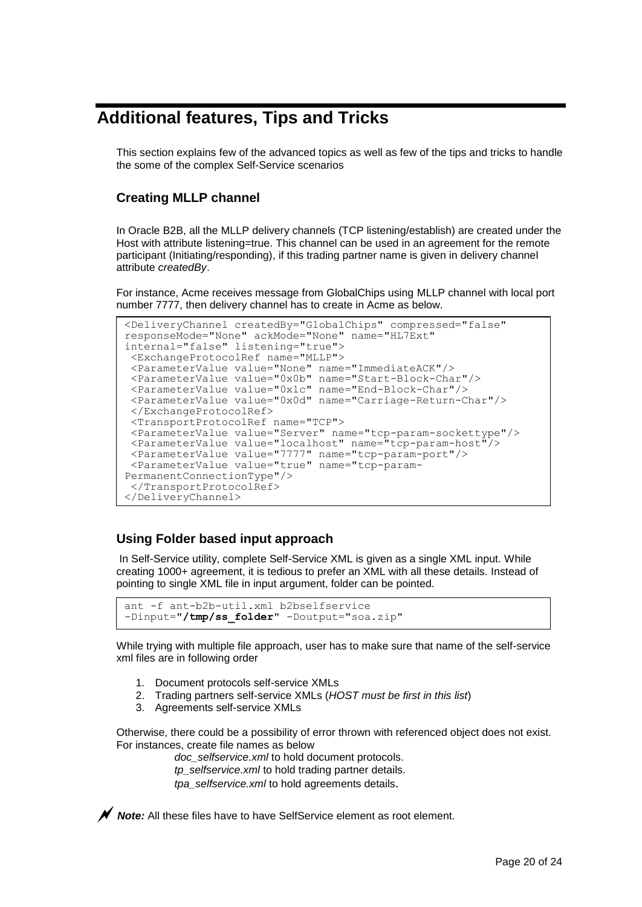# Additional features, Tips and Tricks

This section explains few of the advanced topics as well as few of the tips and tricks to handle the some of the complex Self-Service scenarios

## Creating MLLP channel

In Oracle B2B, all the MLLP delivery channels (TCP listening/establish) are created under the Host with attribute listening=true. This channel can be used in an agreement for the remote participant (Initiating/responding), if this trading partner name is given in delivery channel attribute *createdBy*.

For instance, Acme receives message from GlobalChips using MLLP channel with local port number 7777, then delivery channel has to create in Acme as below.

```
<DeliveryChannel createdBy="GlobalChips" compressed="false"
responseMode="None" ackMode="None" name="HL7Ext"
internal="false" listening="true">
 <ExchangeProtocolRef name="MLLP">
 <ParameterValue value="None" name="ImmediateACK"/>
 <ParameterValue value="0x0b" name="Start-Block-Char"/>
 <ParameterValue value="0x1c" name="End-Block-Char"/>
 <ParameterValue value="0x0d" name="Carriage-Return-Char"/>
 </ExchangeProtocolRef>
 <TransportProtocolRef name="TCP">
 <ParameterValue value="Server" name="tcp-param-sockettype"/>
 <ParameterValue value="localhost" name="tcp-param-host"/>
 <ParameterValue value="7777" name="tcp-param-port"/>
 <ParameterValue value="true" name="tcp-param-
PermanentConnectionType"/>
 </TransportProtocolRef>
</DeliveryChannel>
```

## Using Folder based input approach

In Self-Service utility, complete Self-Service XML is given as a single XML input. While creating 1000+ agreement, it is tedious to prefer an XML with all these details. Instead of pointing to single XML file in input argument, folder can be pointed.

```
ant -f ant-b2b-util.xml b2bselfservice
-Dinput="/tmp/ss_folder" -Doutput="soa.zip"
```

While trying with multiple file approach, user has to make sure that name of the self-service xml files are in following order

1. Document protocols self-service XMLs
2. Trading partners self-service XMLs (*HOST must be first in this list*)
3. Agreements self-service XMLs

Otherwise, there could be a possibility of error thrown with referenced object does not exist. For instances, create file names as below

*doc_selfservice.xml* to hold document protocols.
*tp_selfservice.xml* to hold trading partner details.
*tpa_selfservice.xml* to hold agreements details.

***Note:*** All these files have to have SelfService element as root element.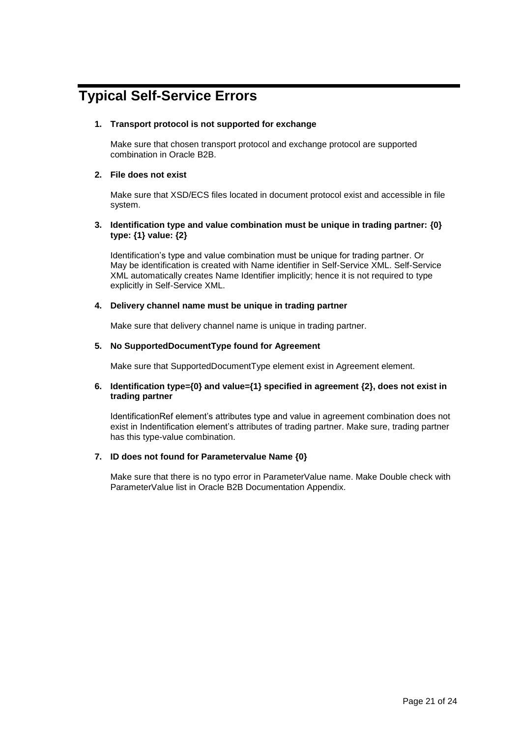# Typical Self-Service Errors

1. **Transport protocol is not supported for exchange**

   Make sure that chosen transport protocol and exchange protocol are supported combination in Oracle B2B.

2. **File does not exist**

   Make sure that XSD/ECS files located in document protocol exist and accessible in file system.

3. **Identification type and value combination must be unique in trading partner: {0} type: {1} value: {2}**

   Identification's type and value combination must be unique for trading partner. Or May be identification is created with Name identifier in Self-Service XML. Self-Service XML automatically creates Name Identifier implicitly; hence it is not required to type explicitly in Self-Service XML.

4. **Delivery channel name must be unique in trading partner**

   Make sure that delivery channel name is unique in trading partner.

5. **No SupportedDocumentType found for Agreement**

   Make sure that SupportedDocumentType element exist in Agreement element.

6. **Identification type={0} and value={1} specified in agreement {2}, does not exist in trading partner**

   IdentificationRef element's attributes type and value in agreement combination does not exist in Indentification element's attributes of trading partner. Make sure, trading partner has this type-value combination.

7. **ID does not found for Parametervalue Name {0}**

   Make sure that there is no typo error in ParameterValue name. Make Double check with ParameterValue list in Oracle B2B Documentation Appendix.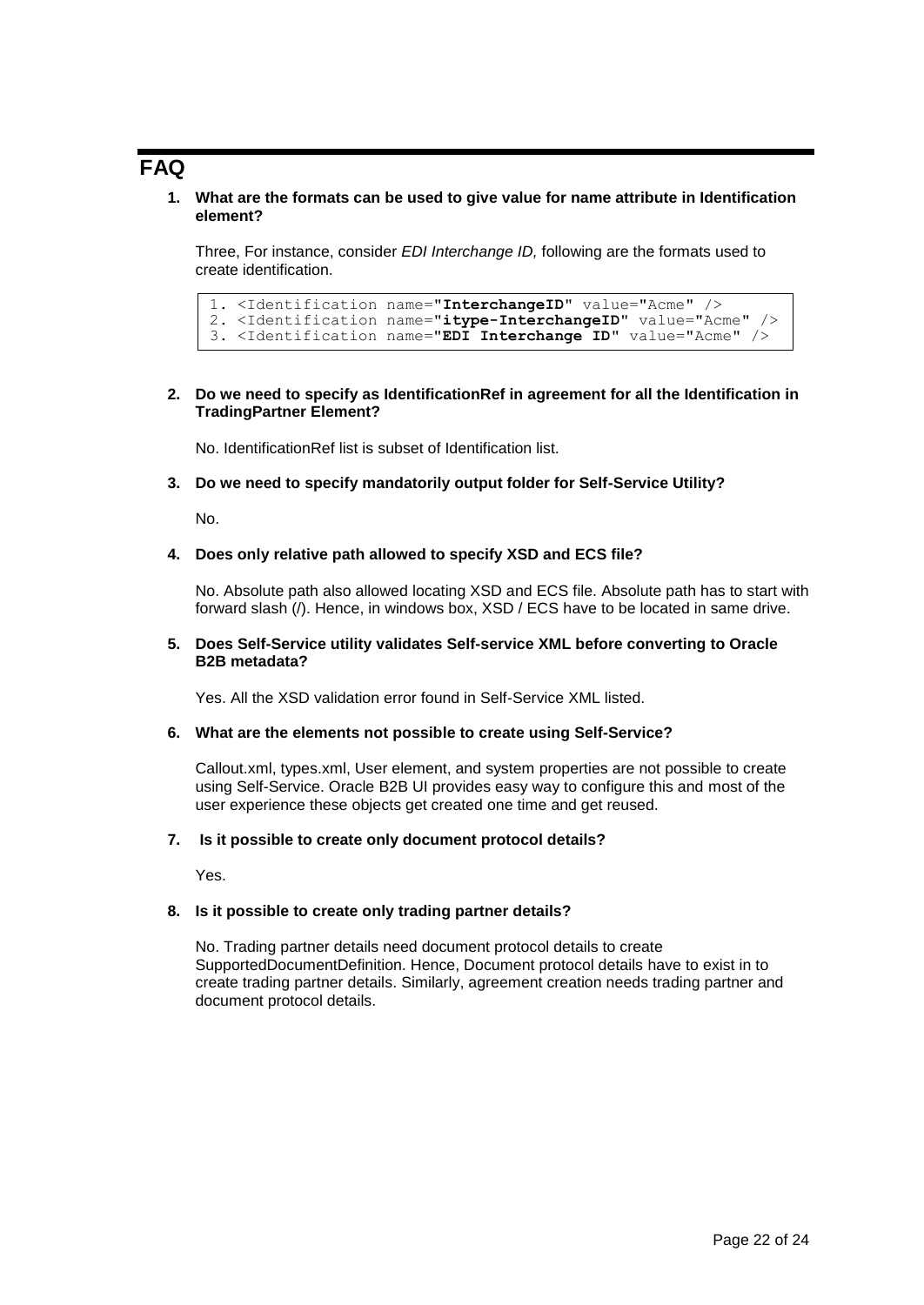# FAQ

1. **What are the formats can be used to give value for name attribute in Identification element?**

   Three, For instance, consider *EDI Interchange ID,* following are the formats used to create identification.

   ```
   1. <Identification name="InterchangeID" value="Acme" />
   2. <Identification name="itype-InterchangeID" value="Acme" />
   3. <Identification name="EDI Interchange ID" value="Acme" />
   ```

2. **Do we need to specify as IdentificationRef in agreement for all the Identification in TradingPartner Element?**

   No. IdentificationRef list is subset of Identification list.

3. **Do we need to specify mandatorily output folder for Self-Service Utility?**

   No.

4. **Does only relative path allowed to specify XSD and ECS file?**

   No. Absolute path also allowed locating XSD and ECS file. Absolute path has to start with forward slash (/). Hence, in windows box, XSD / ECS have to be located in same drive.

5. **Does Self-Service utility validates Self-service XML before converting to Oracle B2B metadata?**

   Yes. All the XSD validation error found in Self-Service XML listed.

6. **What are the elements not possible to create using Self-Service?**

   Callout.xml, types.xml, User element, and system properties are not possible to create using Self-Service. Oracle B2B UI provides easy way to configure this and most of the user experience these objects get created one time and get reused.

7. **Is it possible to create only document protocol details?**

   Yes.

8. **Is it possible to create only trading partner details?**

   No. Trading partner details need document protocol details to create SupportedDocumentDefinition. Hence, Document protocol details have to exist in to create trading partner details. Similarly, agreement creation needs trading partner and document protocol details.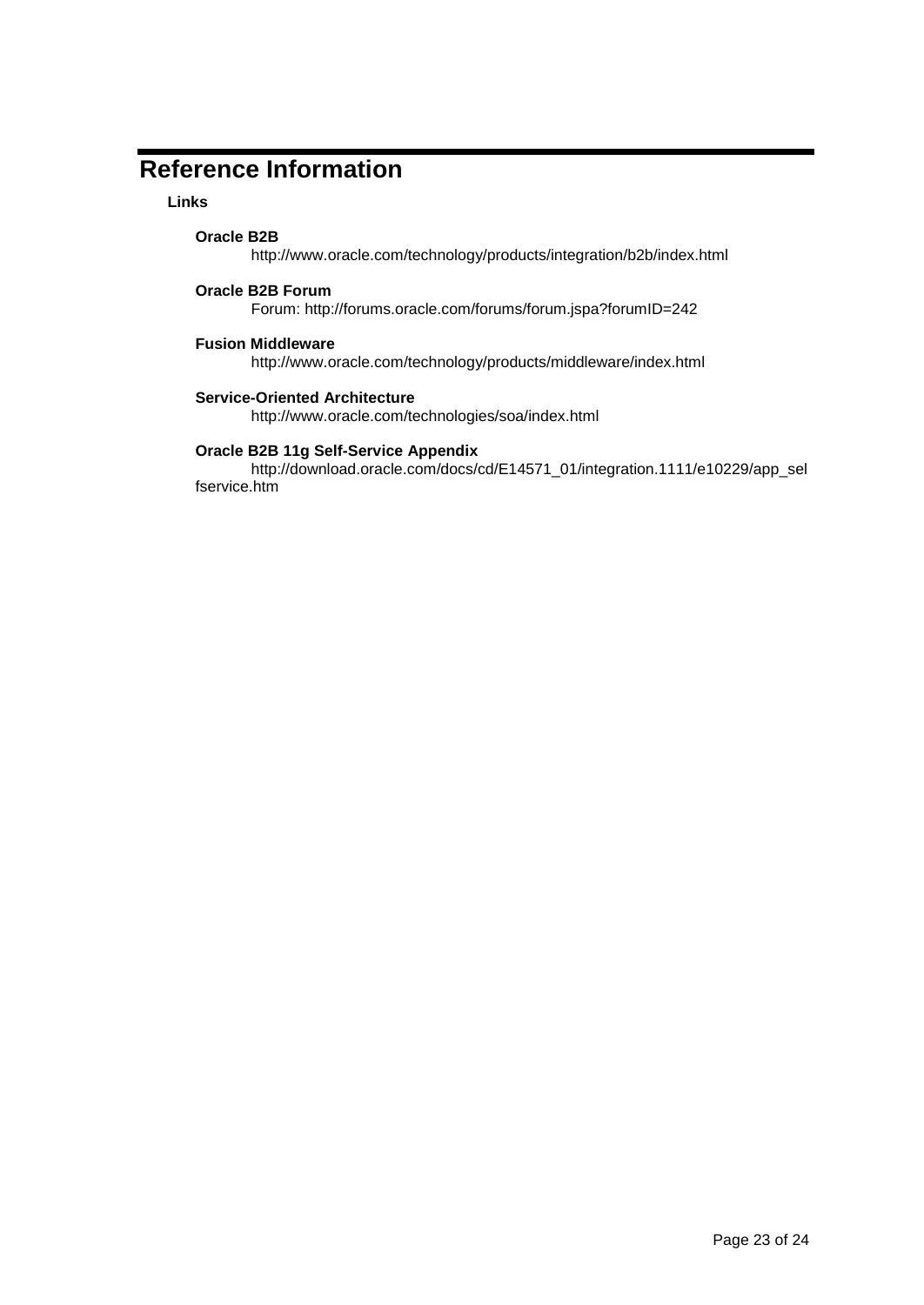# Reference Information

## Links

**Oracle B2B**

http://www.oracle.com/technology/products/integration/b2b/index.html

**Oracle B2B Forum**

Forum: http://forums.oracle.com/forums/forum.jspa?forumID=242

**Fusion Middleware**

http://www.oracle.com/technology/products/middleware/index.html

**Service-Oriented Architecture**

http://www.oracle.com/technologies/soa/index.html

**Oracle B2B 11g Self-Service Appendix**

http://download.oracle.com/docs/cd/E14571_01/integration.1111/e10229/app_selfservice.htm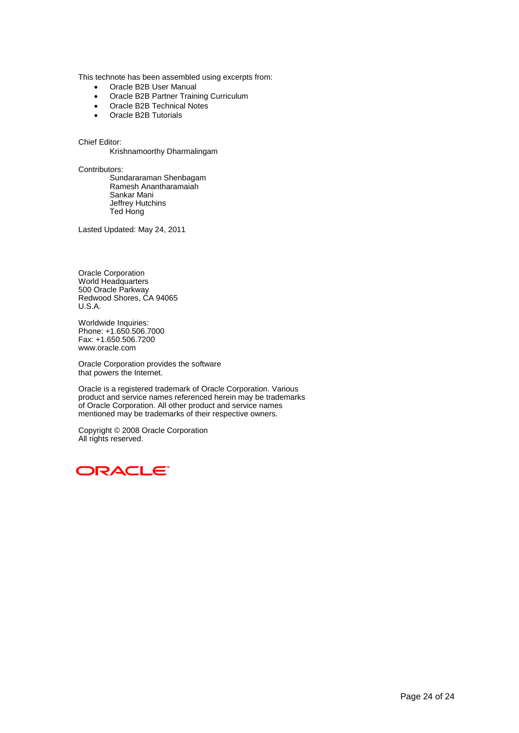This technote has been assembled using excerpts from:

- Oracle B2B User Manual
- Oracle B2B Partner Training Curriculum
- Oracle B2B Technical Notes
- Oracle B2B Tutorials

Chief Editor:
Krishnamoorthy Dharmalingam

Contributors:
Sundararaman Shenbagam
Ramesh Ananthramaiah
Sankar Mani
Jeffrey Hutchins
Ted Hong

Lasted Updated: May 24, 2011

Oracle Corporation
World Headquarters
500 Oracle Parkway
Redwood Shores, CA 94065
U.S.A.

Worldwide Inquiries:
Phone: +1.650.506.7000
Fax: +1.650.506.7200
www.oracle.com

Oracle Corporation provides the software
that powers the Internet.

Oracle is a registered trademark of Oracle Corporation. Various
product and service names referenced herein may be trademarks
of Oracle Corporation. All other product and service names
mentioned may be trademarks of their respective owners.

Copyright © 2008 Oracle Corporation
All rights reserved.

ORACLE